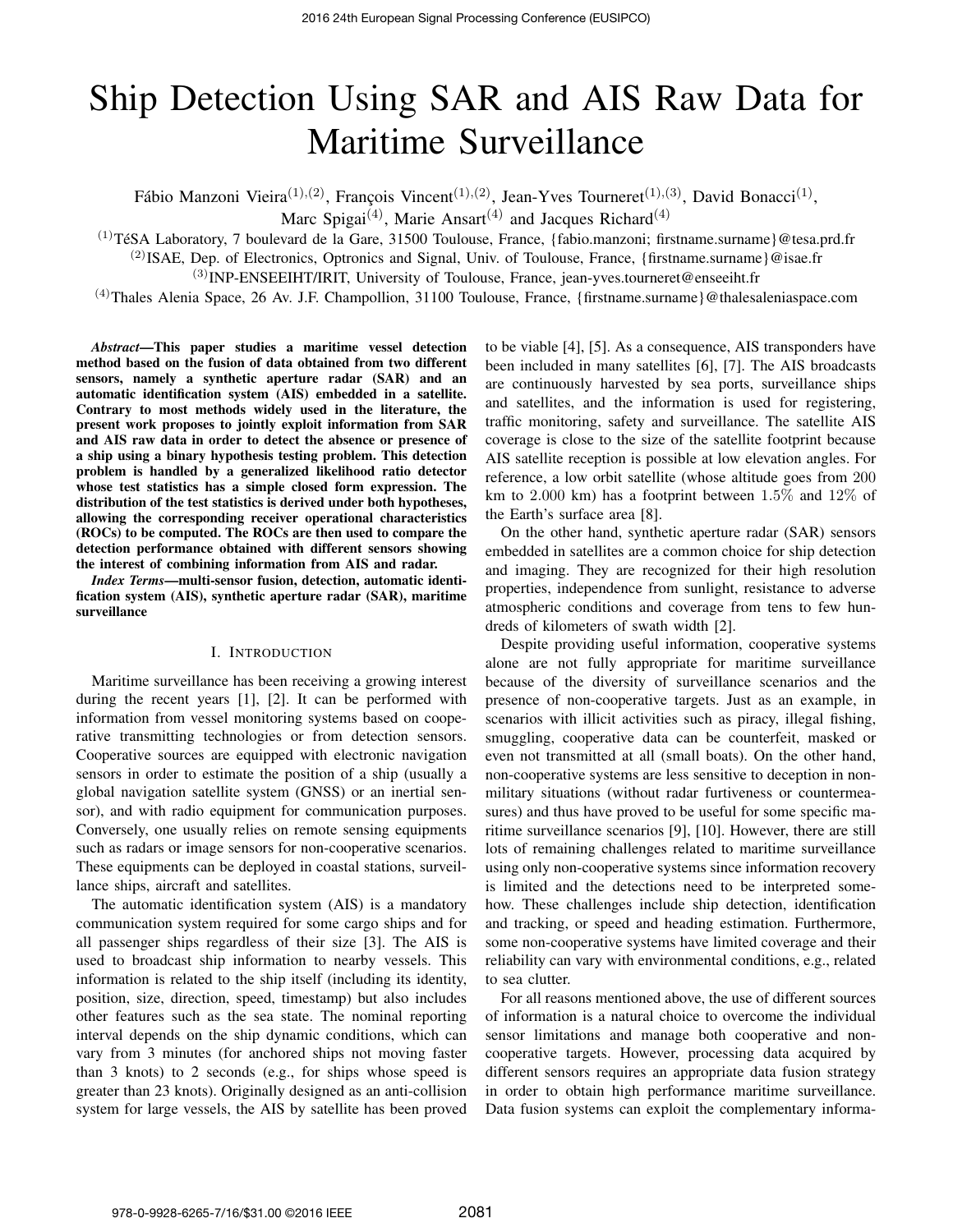# Ship Detection Using SAR and AIS Raw Data for Maritime Surveillance

Fábio Manzoni Vieira[(1),(2)], François Vincent[(1),(2)], Jean-Yves Tourneret[(1),(3)], David Bonacci[(1)], Marc Spigai[(4)], Marie Ansart[(4)] and Jacques Richard[(4)]

[(1)]TéSA Laboratory, 7 boulevard de la Gare, 31500 Toulouse, France, {fabio.manzoni; firstname.surname}@tesa.prd.fr

[(2)]ISAE, Dep. of Electronics, Optronics and Signal, Univ. of Toulouse, France, {firstname.surname}@isae.fr

[(3)]INP-ENSEEIHT/IRIT, University of Toulouse, France, jean-yves.tourneret@enseeiht.fr

[(4)]Thales Alenia Space, 26 Av. J.F. Champollion, 31100 Toulouse, France, {firstname.surname}@thalesaleniaspace.com

***Abstract*—This paper studies a maritime vessel detection method based on the fusion of data obtained from two different sensors, namely a synthetic aperture radar (SAR) and an automatic identification system (AIS) embedded in a satellite. Contrary to most methods widely used in the literature, the present work proposes to jointly exploit information from SAR and AIS raw data in order to detect the absence or presence of a ship using a binary hypothesis testing problem. This detection problem is handled by a generalized likelihood ratio detector whose test statistics has a simple closed form expression. The distribution of the test statistics is derived under both hypotheses, allowing the corresponding receiver operational characteristics (ROCs) to be computed. The ROCs are then used to compare the detection performance obtained with different sensors showing the interest of combining information from AIS and radar.**

***Index Terms*—multi-sensor fusion, detection, automatic identification system (AIS), synthetic aperture radar (SAR), maritime surveillance**

## I. Introduction

Maritime surveillance has been receiving a growing interest during the recent years [1], [2]. It can be performed with information from vessel monitoring systems based on cooperative transmitting technologies or from detection sensors. Cooperative sources are equipped with electronic navigation sensors in order to estimate the position of a ship (usually a global navigation satellite system (GNSS) or an inertial sensor), and with radio equipment for communication purposes. Conversely, one usually relies on remote sensing equipments such as radars or image sensors for non-cooperative scenarios. These equipments can be deployed in coastal stations, surveillance ships, aircraft and satellites.

The automatic identification system (AIS) is a mandatory communication system required for some cargo ships and for all passenger ships regardless of their size [3]. The AIS is used to broadcast ship information to nearby vessels. This information is related to the ship itself (including its identity, position, size, direction, speed, timestamp) but also includes other features such as the sea state. The nominal reporting interval depends on the ship dynamic conditions, which can vary from 3 minutes (for anchored ships not moving faster than 3 knots) to 2 seconds (e.g., for ships whose speed is greater than 23 knots). Originally designed as an anti-collision system for large vessels, the AIS by satellite has been proved to be viable [4], [5]. As a consequence, AIS transponders have been included in many satellites [6], [7]. The AIS broadcasts are continuously harvested by sea ports, surveillance ships and satellites, and the information is used for registering, traffic monitoring, safety and surveillance. The satellite AIS coverage is close to the size of the satellite footprint because AIS satellite reception is possible at low elevation angles. For reference, a low orbit satellite (whose altitude goes from 200 km to 2.000 km) has a footprint between 1.5% and 12% of the Earth's surface area [8].

On the other hand, synthetic aperture radar (SAR) sensors embedded in satellites are a common choice for ship detection and imaging. They are recognized for their high resolution properties, independence from sunlight, resistance to adverse atmospheric conditions and coverage from tens to few hundreds of kilometers of swath width [2].

Despite providing useful information, cooperative systems alone are not fully appropriate for maritime surveillance because of the diversity of surveillance scenarios and the presence of non-cooperative targets. Just as an example, in scenarios with illicit activities such as piracy, illegal fishing, smuggling, cooperative data can be counterfeit, masked or even not transmitted at all (small boats). On the other hand, non-cooperative systems are less sensitive to deception in non-military situations (without radar furtiveness or countermeasures) and thus have proved to be useful for some specific maritime surveillance scenarios [9], [10]. However, there are still lots of remaining challenges related to maritime surveillance using only non-cooperative systems since information recovery is limited and the detections need to be interpreted somehow. These challenges include ship detection, identification and tracking, or speed and heading estimation. Furthermore, some non-cooperative systems have limited coverage and their reliability can vary with environmental conditions, e.g., related to sea clutter.

For all reasons mentioned above, the use of different sources of information is a natural choice to overcome the individual sensor limitations and manage both cooperative and non-cooperative targets. However, processing data acquired by different sensors requires an appropriate data fusion strategy in order to obtain high performance maritime surveillance. Data fusion systems can exploit the complementary informa-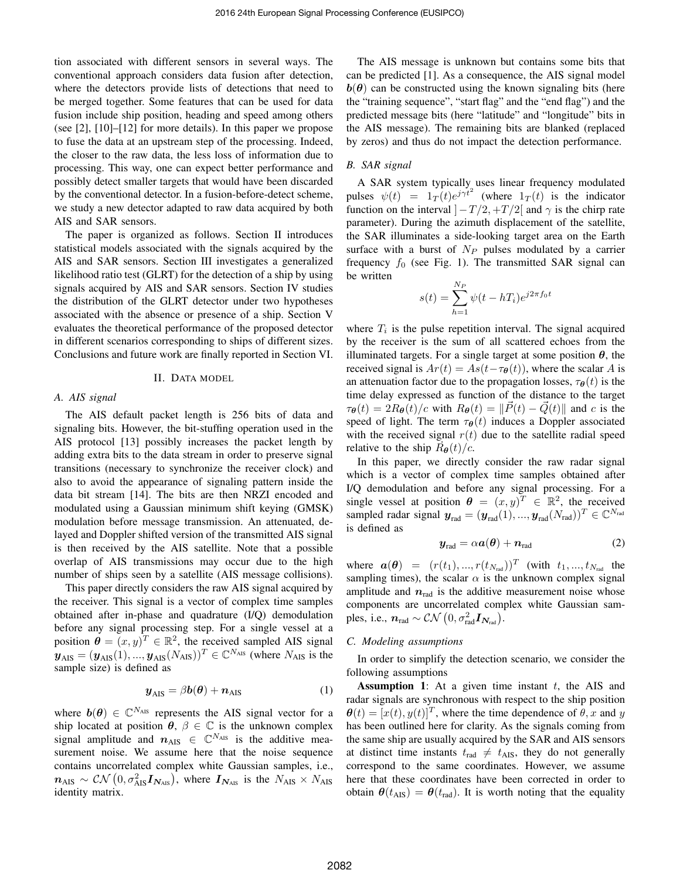tion associated with different sensors in several ways. The conventional approach considers data fusion after detection, where the detectors provide lists of detections that need to be merged together. Some features that can be used for data fusion include ship position, heading and speed among others (see [2], [10]–[12] for more details). In this paper we propose to fuse the data at an upstream step of the processing. Indeed, the closer to the raw data, the less loss of information due to processing. This way, one can expect better performance and possibly detect smaller targets that would have been discarded by the conventional detector. In a fusion-before-detect scheme, we study a new detector adapted to raw data acquired by both AIS and SAR sensors.

The paper is organized as follows. Section II introduces statistical models associated with the signals acquired by the AIS and SAR sensors. Section III investigates a generalized likelihood ratio test (GLRT) for the detection of a ship by using signals acquired by AIS and SAR sensors. Section IV studies the distribution of the GLRT detector under two hypotheses associated with the absence or presence of a ship. Section V evaluates the theoretical performance of the proposed detector in different scenarios corresponding to ships of different sizes. Conclusions and future work are finally reported in Section VI.

## II. Data Model

### A. AIS signal

The AIS default packet length is 256 bits of data and signaling bits. However, the bit-stuffing operation used in the AIS protocol [13] possibly increases the packet length by adding extra bits to the data stream in order to preserve signal transitions (necessary to synchronize the receiver clock) and also to avoid the appearance of signaling pattern inside the data bit stream [14]. The bits are then NRZI encoded and modulated using a Gaussian minimum shift keying (GMSK) modulation before message transmission. An attenuated, delayed and Doppler shifted version of the transmitted AIS signal is then received by the AIS satellite. Note that a possible overlap of AIS transmissions may occur due to the high number of ships seen by a satellite (AIS message collisions).

This paper directly considers the raw AIS signal acquired by the receiver. This signal is a vector of complex time samples obtained after in-phase and quadrature (I/Q) demodulation before any signal processing step. For a single vessel at a position $\boldsymbol{\theta} = (x, y)^T \in \mathbb{R}^2$, the received sampled AIS signal $\boldsymbol{y}_{\text{AIS}} = (\boldsymbol{y}_{\text{AIS}}(1), ..., \boldsymbol{y}_{\text{AIS}}(N_{\text{AIS}}))^T \in \mathbb{C}^{N_{\text{AIS}}}$ (where $N_{\text{AIS}}$ is the sample size) is defined as

$$\boldsymbol{y}_{\text{AIS}} = \beta \boldsymbol{b}(\boldsymbol{\theta}) + \boldsymbol{n}_{\text{AIS}} \tag{1}$$

where $\boldsymbol{b}(\boldsymbol{\theta}) \in \mathbb{C}^{N_{\text{AIS}}}$ represents the AIS signal vector for a ship located at position $\boldsymbol{\theta}$, $\beta \in \mathbb{C}$ is the unknown complex signal amplitude and $\boldsymbol{n}_{\text{AIS}} \in \mathbb{C}^{N_{\text{AIS}}}$ is the additive measurement noise. We assume here that the noise sequence contains uncorrelated complex white Gaussian samples, i.e., $\boldsymbol{n}_{\text{AIS}} \sim \mathcal{CN}\left(0, \sigma^2_{\text{AIS}} \boldsymbol{I}_{\boldsymbol{N}_{\text{AIS}}}\right)$, where $\boldsymbol{I}_{\boldsymbol{N}_{\text{AIS}}}$ is the $N_{\text{AIS}} \times N_{\text{AIS}}$ identity matrix.

The AIS message is unknown but contains some bits that can be predicted [1]. As a consequence, the AIS signal model $\boldsymbol{b}(\boldsymbol{\theta})$ can be constructed using the known signaling bits (here the "training sequence", "start flag" and the "end flag") and the predicted message bits (here "latitude" and "longitude" bits in the AIS message). The remaining bits are blanked (replaced by zeros) and thus do not impact the detection performance.

### B. SAR signal

A SAR system typically uses linear frequency modulated pulses $\psi(t) = 1_T(t) e^{j\gamma t^2}$ (where $1_T(t)$ is the indicator function on the interval $]-T/2, +T/2[$ and $\gamma$ is the chirp rate parameter). During the azimuth displacement of the satellite, the SAR illuminates a side-looking target area on the Earth surface with a burst of $N_P$ pulses modulated by a carrier frequency $f_0$ (see Fig. 1). The transmitted SAR signal can be written

$$s(t) = \sum_{h=1}^{N_P} \psi(t - hT_i) e^{j2\pi f_0 t}$$

where $T_i$ is the pulse repetition interval. The signal acquired by the receiver is the sum of all scattered echoes from the illuminated targets. For a single target at some position $\boldsymbol{\theta}$, the received signal is $Ar(t) = As(t - \tau_{\boldsymbol{\theta}}(t))$, where the scalar $A$ is an attenuation factor due to the propagation losses, $\tau_{\boldsymbol{\theta}}(t)$ is the time delay expressed as function of the distance to the target $\tau_{\boldsymbol{\theta}}(t) = 2R_{\boldsymbol{\theta}}(t)/c$ with $R_{\boldsymbol{\theta}}(t) = \|\vec{P}(t) - \vec{Q}(t)\|$ and $c$ is the speed of light. The term $\tau_{\boldsymbol{\theta}}(t)$ induces a Doppler associated with the received signal $r(t)$ due to the satellite radial speed relative to the ship $\dot{R}_{\boldsymbol{\theta}}(t)/c$.

In this paper, we directly consider the raw radar signal which is a vector of complex time samples obtained after I/Q demodulation and before any signal processing. For a single vessel at position $\boldsymbol{\theta} = (x, y)^T \in \mathbb{R}^2$, the received sampled radar signal $\boldsymbol{y}_{\text{rad}} = (\boldsymbol{y}_{\text{rad}}(1), ..., \boldsymbol{y}_{\text{rad}}(N_{\text{rad}}))^T \in \mathbb{C}^{N_{\text{rad}}}$ is defined as

$$\boldsymbol{y}_{\text{rad}} = \alpha \boldsymbol{a}(\boldsymbol{\theta}) + \boldsymbol{n}_{\text{rad}} \tag{2}$$

where $\boldsymbol{a}(\boldsymbol{\theta}) = (r(t_1), ..., r(t_{N_{\text{rad}}}))^T$ (with $t_1, ..., t_{N_{\text{rad}}}$ the sampling times), the scalar $\alpha$ is the unknown complex signal amplitude and $\boldsymbol{n}_{\text{rad}}$ is the additive measurement noise whose components are uncorrelated complex white Gaussian samples, i.e., $\boldsymbol{n}_{\text{rad}} \sim \mathcal{CN}\left(0, \sigma^2_{\text{rad}} \boldsymbol{I}_{\boldsymbol{N}_{\text{rad}}}\right)$.

### C. Modeling assumptions

In order to simplify the detection scenario, we consider the following assumptions

**Assumption 1**: At a given time instant $t$, the AIS and radar signals are synchronous with respect to the ship position $\boldsymbol{\theta}(t) = [x(t), y(t)]^T$, where the time dependence of $\theta$, $x$ and $y$ has been outlined here for clarity. As the signals coming from the same ship are usually acquired by the SAR and AIS sensors at distinct time instants $t_{\text{rad}} \neq t_{\text{AIS}}$, they do not generally correspond to the same coordinates. However, we assume here that these coordinates have been corrected in order to obtain $\boldsymbol{\theta}(t_{\text{AIS}}) = \boldsymbol{\theta}(t_{\text{rad}})$. It is worth noting that the equality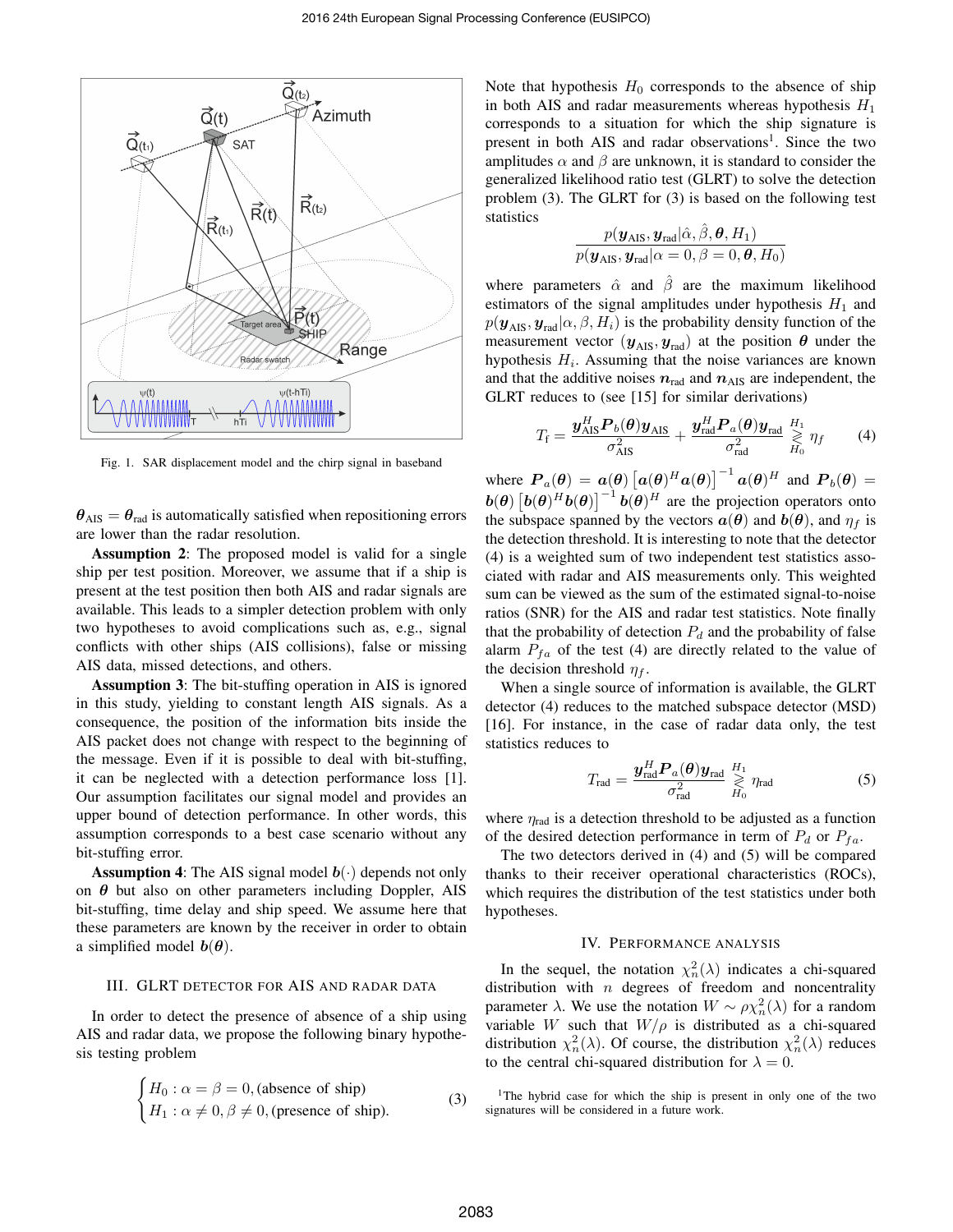Fig. 1. SAR displacement model and the chirp signal in baseband

$\boldsymbol{\theta}_{\text{AIS}} = \boldsymbol{\theta}_{\text{rad}}$ is automatically satisfied when repositioning errors are lower than the radar resolution.

**Assumption 2**: The proposed model is valid for a single ship per test position. Moreover, we assume that if a ship is present at the test position then both AIS and radar signals are available. This leads to a simpler detection problem with only two hypotheses to avoid complications such as, e.g., signal conflicts with other ships (AIS collisions), false or missing AIS data, missed detections, and others.

**Assumption 3**: The bit-stuffing operation in AIS is ignored in this study, yielding to constant length AIS signals. As a consequence, the position of the information bits inside the AIS packet does not change with respect to the beginning of the message. Even if it is possible to deal with bit-stuffing, it can be neglected with a detection performance loss [1]. Our assumption facilitates our signal model and provides an upper bound of detection performance. In other words, this assumption corresponds to a best case scenario without any bit-stuffing error.

**Assumption 4**: The AIS signal model $\boldsymbol{b}(\cdot)$ depends not only on $\boldsymbol{\theta}$ but also on other parameters including Doppler, AIS bit-stuffing, time delay and ship speed. We assume here that these parameters are known by the receiver in order to obtain a simplified model $\boldsymbol{b}(\boldsymbol{\theta})$.

## III. GLRT DETECTOR FOR AIS AND RADAR DATA

In order to detect the presence of absence of a ship using AIS and radar data, we propose the following binary hypothesis testing problem

$$
\begin{cases} H_0 : \alpha = \beta = 0, \text{(absence of ship)} \\ H_1 : \alpha \neq 0, \beta \neq 0, \text{(presence of ship).} \end{cases} \tag{3}
$$

Note that hypothesis $H_0$ corresponds to the absence of ship in both AIS and radar measurements whereas hypothesis $H_1$ corresponds to a situation for which the ship signature is present in both AIS and radar observations[1]. Since the two amplitudes $\alpha$ and $\beta$ are unknown, it is standard to consider the generalized likelihood ratio test (GLRT) to solve the detection problem (3). The GLRT for (3) is based on the following test statistics

$$
\frac{p(\boldsymbol{y}_{\text{AIS}}, \boldsymbol{y}_{\text{rad}} | \hat{\alpha}, \hat{\beta}, \boldsymbol{\theta}, H_1)}{p(\boldsymbol{y}_{\text{AIS}}, \boldsymbol{y}_{\text{rad}} | \alpha = 0, \beta = 0, \boldsymbol{\theta}, H_0)}
$$

where parameters $\hat{\alpha}$ and $\hat{\beta}$ are the maximum likelihood estimators of the signal amplitudes under hypothesis $H_1$ and $p(\boldsymbol{y}_{\text{AIS}}, \boldsymbol{y}_{\text{rad}} | \alpha, \beta, H_i)$ is the probability density function of the measurement vector $(\boldsymbol{y}_{\text{AIS}}, \boldsymbol{y}_{\text{rad}})$ at the position $\boldsymbol{\theta}$ under the hypothesis $H_i$. Assuming that the noise variances are known and that the additive noises $\boldsymbol{n}_{\text{rad}}$ and $\boldsymbol{n}_{\text{AIS}}$ are independent, the GLRT reduces to (see [15] for similar derivations)

$$
T_{\text{f}} = \frac{\boldsymbol{y}_{\text{AIS}}^H \boldsymbol{P}_b(\boldsymbol{\theta}) \boldsymbol{y}_{\text{AIS}}}{\sigma_{\text{AIS}}^2} + \frac{\boldsymbol{y}_{\text{rad}}^H \boldsymbol{P}_a(\boldsymbol{\theta}) \boldsymbol{y}_{\text{rad}}}{\sigma_{\text{rad}}^2} \underset{H_0}{\overset{H_1}{\gtrless}} \eta_f \tag{4}
$$

where $\boldsymbol{P}_a(\boldsymbol{\theta}) = \boldsymbol{a}(\boldsymbol{\theta}) \left[ \boldsymbol{a}(\boldsymbol{\theta})^H \boldsymbol{a}(\boldsymbol{\theta}) \right]^{-1} \boldsymbol{a}(\boldsymbol{\theta})^H$ and $\boldsymbol{P}_b(\boldsymbol{\theta}) = \boldsymbol{b}(\boldsymbol{\theta}) \left[ \boldsymbol{b}(\boldsymbol{\theta})^H \boldsymbol{b}(\boldsymbol{\theta}) \right]^{-1} \boldsymbol{b}(\boldsymbol{\theta})^H$ are the projection operators onto the subspace spanned by the vectors $\boldsymbol{a}(\boldsymbol{\theta})$ and $\boldsymbol{b}(\boldsymbol{\theta})$, and $\eta_f$ is the detection threshold. It is interesting to note that the detector (4) is a weighted sum of two independent test statistics associated with radar and AIS measurements only. This weighted sum can be viewed as the sum of the estimated signal-to-noise ratios (SNR) for the AIS and radar test statistics. Note finally that the probability of detection $P_d$ and the probability of false alarm $P_{fa}$ of the test (4) are directly related to the value of the decision threshold $\eta_f$.

When a single source of information is available, the GLRT detector (4) reduces to the matched subspace detector (MSD) [16]. For instance, in the case of radar data only, the test statistics reduces to

$$
T_{\text{rad}} = \frac{\boldsymbol{y}_{\text{rad}}^H \boldsymbol{P}_a(\boldsymbol{\theta}) \boldsymbol{y}_{\text{rad}}}{\sigma_{\text{rad}}^2} \underset{H_0}{\overset{H_1}{\gtrless}} \eta_{\text{rad}} \tag{5}
$$

where $\eta_{\text{rad}}$ is a detection threshold to be adjusted as a function of the desired detection performance in term of $P_d$ or $P_{fa}$.

The two detectors derived in (4) and (5) will be compared thanks to their receiver operational characteristics (ROCs), which requires the distribution of the test statistics under both hypotheses.

## IV. PERFORMANCE ANALYSIS

In the sequel, the notation $\chi_n^2(\lambda)$ indicates a chi-squared distribution with $n$ degrees of freedom and noncentrality parameter $\lambda$. We use the notation $W \sim \rho \chi_n^2(\lambda)$ for a random variable $W$ such that $W/\rho$ is distributed as a chi-squared distribution $\chi_n^2(\lambda)$. Of course, the distribution $\chi_n^2(\lambda)$ reduces to the central chi-squared distribution for $\lambda = 0$.

[1] The hybrid case for which the ship is present in only one of the two signatures will be considered in a future work.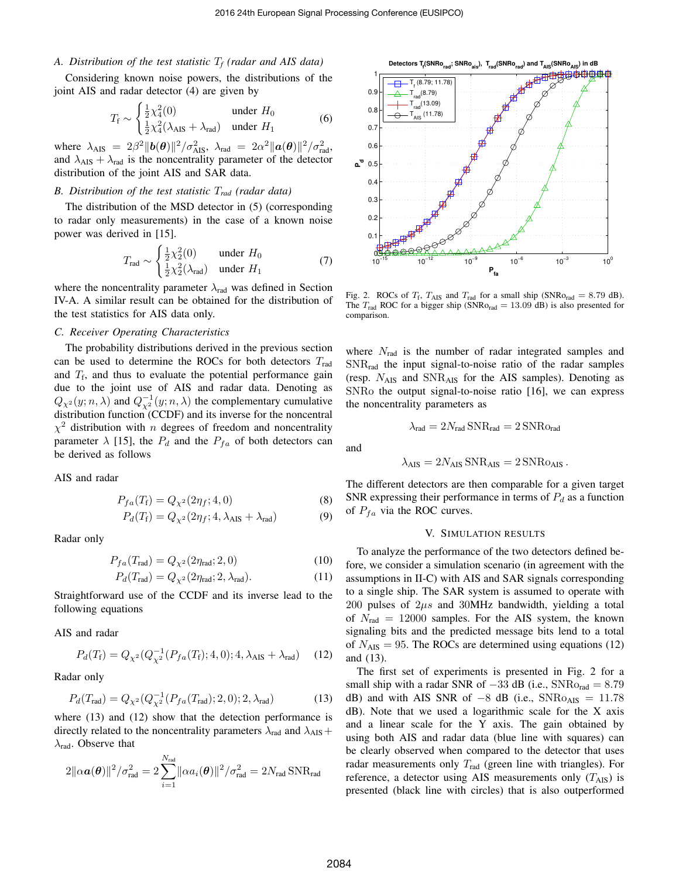### A. Distribution of the test statistic $T_f$ (radar and AIS data)

Considering known noise powers, the distributions of the joint AIS and radar detector (4) are given by

$$T_{\rm f} \sim \begin{cases} \frac{1}{2}\chi_4^2(0) & \text{under } H_0 \\ \frac{1}{2}\chi_4^2(\lambda_{\rm AIS}+\lambda_{\rm rad}) & \text{under } H_1 \end{cases} \tag{6}$$

where $\lambda_{\rm AIS} = 2\beta^2\|\boldsymbol{b}(\boldsymbol{\theta})\|^2/\sigma_{\rm AIS}^2$, $\lambda_{\rm rad} = 2\alpha^2\|\boldsymbol{a}(\boldsymbol{\theta})\|^2/\sigma_{\rm rad}^2$, and $\lambda_{\rm AIS}+\lambda_{\rm rad}$ is the noncentrality parameter of the detector distribution of the joint AIS and SAR data.

### B. Distribution of the test statistic $T_{rad}$ (radar data)

The distribution of the MSD detector in (5) (corresponding to radar only measurements) in the case of a known noise power was derived in [15].

$$T_{\rm rad} \sim \begin{cases} \frac{1}{2}\chi_2^2(0) & \text{under } H_0 \\ \frac{1}{2}\chi_2^2(\lambda_{\rm rad}) & \text{under } H_1 \end{cases} \tag{7}$$

where the noncentrality parameter $\lambda_{\rm rad}$ was defined in Section IV-A. A similar result can be obtained for the distribution of the test statistics for AIS data only.

### C. Receiver Operating Characteristics

The probability distributions derived in the previous section can be used to determine the ROCs for both detectors $T_{\rm rad}$ and $T_{\rm f}$, and thus to evaluate the potential performance gain due to the joint use of AIS and radar data. Denoting as $Q_{\chi^2}(y;n,\lambda)$ and $Q_{\chi^2}^{-1}(y;n,\lambda)$ the complementary cumulative distribution function (CCDF) and its inverse for the noncentral $\chi^2$ distribution with $n$ degrees of freedom and noncentrality parameter $\lambda$ [15], the $P_d$ and the $P_{fa}$ of both detectors can be derived as follows

AIS and radar

$$P_{fa}(T_{\rm f}) = Q_{\chi^2}(2\eta_f;4,0) \tag{8}$$
$$P_d(T_{\rm f}) = Q_{\chi^2}(2\eta_f;4,\lambda_{\rm AIS}+\lambda_{\rm rad}) \tag{9}$$

Radar only

$$P_{fa}(T_{\rm rad}) = Q_{\chi^2}(2\eta_{\rm rad};2,0) \tag{10}$$
$$P_d(T_{\rm rad}) = Q_{\chi^2}(2\eta_{\rm rad};2,\lambda_{\rm rad}). \tag{11}$$

Straightforward use of the CCDF and its inverse lead to the following equations

AIS and radar

$$P_d(T_{\rm f}) = Q_{\chi^2}(Q_{\chi^2}^{-1}(P_{fa}(T_{\rm f});4,0);4,\lambda_{\rm AIS}+\lambda_{\rm rad}) \tag{12}$$

Radar only

$$P_d(T_{\rm rad}) = Q_{\chi^2}(Q_{\chi^2}^{-1}(P_{fa}(T_{\rm rad});2,0);2,\lambda_{\rm rad}) \tag{13}$$

where (13) and (12) show that the detection performance is directly related to the noncentrality parameters $\lambda_{\rm rad}$ and $\lambda_{\rm AIS}+\lambda_{\rm rad}$. Observe that

$$2\|\alpha\boldsymbol{a}(\boldsymbol{\theta})\|^2/\sigma_{\rm rad}^2 = 2\sum_{i=1}^{N_{\rm rad}}\|\alpha a_i(\boldsymbol{\theta})\|^2/\sigma_{\rm rad}^2 = 2N_{\rm rad}\,{\rm SNR}_{\rm rad}$$

Fig. 2. ROCs of $T_{\rm f}$, $T_{\rm AIS}$ and $T_{\rm rad}$ for a small ship (${\rm SNRo}_{\rm rad} = 8.79$ dB). The $T_{\rm rad}$ ROC for a bigger ship (${\rm SNRo}_{\rm rad} = 13.09$ dB) is also presented for comparison.

where $N_{\rm rad}$ is the number of radar integrated samples and ${\rm SNR}_{\rm rad}$ the input signal-to-noise ratio of the radar samples (resp. $N_{\rm AIS}$ and ${\rm SNR}_{\rm AIS}$ for the AIS samples). Denoting as SNRo the output signal-to-noise ratio [16], we can express the noncentrality parameters as

$$\lambda_{\rm rad} = 2N_{\rm rad}\,{\rm SNR}_{\rm rad} = 2\,{\rm SNRo}_{\rm rad}$$

and

$$\lambda_{\rm AIS} = 2N_{\rm AIS}\,{\rm SNR}_{\rm AIS} = 2\,{\rm SNRo}_{\rm AIS}\,.$$

The different detectors are then comparable for a given target SNR expressing their performance in terms of $P_d$ as a function of $P_{fa}$ via the ROC curves.

## V. Simulation Results

To analyze the performance of the two detectors defined before, we consider a simulation scenario (in agreement with the assumptions in II-C) with AIS and SAR signals corresponding to a single ship. The SAR system is assumed to operate with 200 pulses of $2\mu s$ and 30MHz bandwidth, yielding a total of $N_{\rm rad} = 12000$ samples. For the AIS system, the known signaling bits and the predicted message bits lend to a total of $N_{\rm AIS} = 95$. The ROCs are determined using equations (12) and (13).

The first set of experiments is presented in Fig. 2 for a small ship with a radar SNR of $-33$ dB (i.e., ${\rm SNRo}_{\rm rad} = 8.79$ dB) and with AIS SNR of $-8$ dB (i.e., ${\rm SNRo}_{\rm AIS} = 11.78$ dB). Note that we used a logarithmic scale for the X axis and a linear scale for the Y axis. The gain obtained by using both AIS and radar data (blue line with squares) can be clearly observed when compared to the detector that uses radar measurements only $T_{\rm rad}$ (green line with triangles). For reference, a detector using AIS measurements only ($T_{\rm AIS}$) is presented (black line with circles) that is also outperformed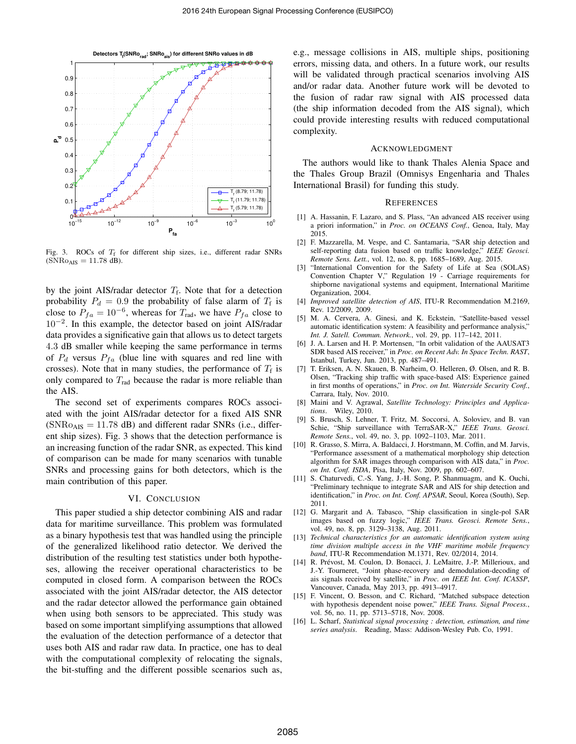Detectors $T_f(\text{SNRo}_{rad}; \text{SNRo}_{ais})$ for different SNRo values in dB

$P_d$

$P_{fa}$

$T_f$ (8.79; 11.78)
$T_f$ (11.79; 11.78)
$T_f$ (5.79; 11.78)

Fig. 3. ROCs of $T_{\mathrm{f}}$ for different ship sizes, i.e., different radar SNRs ($\mathrm{SNRo}_{\mathrm{AIS}} = 11.78$ dB).

by the joint AIS/radar detector $T_{\mathrm{f}}$. Note that for a detection probability $P_d = 0.9$ the probability of false alarm of $T_{\mathrm{f}}$ is close to $P_{fa} = 10^{-6}$, whereas for $T_{\mathrm{rad}}$, we have $P_{fa}$ close to $10^{-2}$. In this example, the detector based on joint AIS/radar data provides a significative gain that allows us to detect targets $4.3$ dB smaller while keeping the same performance in terms of $P_d$ versus $P_{fa}$ (blue line with squares and red line with crosses). Note that in many studies, the performance of $T_{\mathrm{f}}$ is only compared to $T_{\mathrm{rad}}$ because the radar is more reliable than the AIS.

The second set of experiments compares ROCs associated with the joint AIS/radar detector for a fixed AIS SNR ($\mathrm{SNRo}_{\mathrm{AIS}} = 11.78$ dB) and different radar SNRs (i.e., different ship sizes). Fig. 3 shows that the detection performance is an increasing function of the radar SNR, as expected. This kind of comparison can be made for many scenarios with tunable SNRs and processing gains for both detectors, which is the main contribution of this paper.

## VI. Conclusion

This paper studied a ship detector combining AIS and radar data for maritime surveillance. This problem was formulated as a binary hypothesis test that was handled using the principle of the generalized likelihood ratio detector. We derived the distribution of the resulting test statistics under both hypotheses, allowing the receiver operational characteristics to be computed in closed form. A comparison between the ROCs associated with the joint AIS/radar detector, the AIS detector and the radar detector allowed the performance gain obtained when using both sensors to be appreciated. This study was based on some important simplifying assumptions that allowed the evaluation of the detection performance of a detector that uses both AIS and radar raw data. In practice, one has to deal with the computational complexity of relocating the signals, the bit-stuffing and the different possible scenarios such as, e.g., message collisions in AIS, multiple ships, positioning errors, missing data, and others. In a future work, our results will be validated through practical scenarios involving AIS and/or radar data. Another future work will be devoted to the fusion of radar raw signal with AIS processed data (the ship information decoded from the AIS signal), which could provide interesting results with reduced computational complexity.

## Acknowledgment

The authors would like to thank Thales Alenia Space and the Thales Group Brazil (Omnisys Engenharia and Thales International Brasil) for funding this study.

## References

[1] A. Hassanin, F. Lazaro, and S. Plass, "An advanced AIS receiver using a priori information," in *Proc. on OCEANS Conf.*, Genoa, Italy, May 2015.

[2] F. Mazzarella, M. Vespe, and C. Santamaria, "SAR ship detection and self-reporting data fusion based on traffic knowledge," *IEEE Geosci. Remote Sens. Lett.*, vol. 12, no. 8, pp. 1685–1689, Aug. 2015.

[3] "International Convention for the Safety of Life at Sea (SOLAS) Convention Chapter V," Regulation 19 - Carriage requirements for shipborne navigational systems and equipment, International Maritime Organization, 2004.

[4] *Improved satellite detection of AIS*, ITU-R Recommendation M.2169, Rev. 12/2009, 2009.

[5] M. A. Cervera, A. Ginesi, and K. Eckstein, "Satellite-based vessel automatic identification system: A feasibility and performance analysis," *Int. J. Satell. Commun. Network.*, vol. 29, pp. 117–142, 2011.

[6] J. A. Larsen and H. P. Mortensen, "In orbit validation of the AAUSAT3 SDR based AIS receiver," in *Proc. on Recent Adv. In Space Techn. RAST*, Istanbul, Turkey, Jun. 2013, pp. 487–491.

[7] T. Eriksen, A. N. Skauen, B. Narheim, O. Helleren, Ø. Olsen, and R. B. Olsen, "Tracking ship traffic with space-based AIS: Experience gained in first months of operations," in *Proc. on Int. Waterside Security Conf.*, Carrara, Italy, Nov. 2010.

[8] Maini and V. Agrawal, *Satellite Technology: Principles and Applications*. Wiley, 2010.

[9] S. Brusch, S. Lehner, T. Fritz, M. Soccorsi, A. Soloviev, and B. van Schie, "Ship surveillance with TerraSAR-X," *IEEE Trans. Geosci. Remote Sens.*, vol. 49, no. 3, pp. 1092–1103, Mar. 2011.

[10] R. Grasso, S. Mirra, A. Baldacci, J. Horstmann, M. Coffin, and M. Jarvis, "Performance assessment of a mathematical morphology ship detection algorithm for SAR images through comparison with AIS data," in *Proc. on Int. Conf. ISDA*, Pisa, Italy, Nov. 2009, pp. 602–607.

[11] S. Chaturvedi, C.-S. Yang, J.-H. Song, P. Shanmuagm, and K. Ouchi, "Preliminary technique to integrate SAR and AIS for ship detection and identification," in *Proc. on Int. Conf. APSAR*, Seoul, Korea (South), Sep. 2011.

[12] G. Margarit and A. Tabasco, "Ship classification in single-pol SAR images based on fuzzy logic," *IEEE Trans. Geosci. Remote Sens.*, vol. 49, no. 8, pp. 3129–3138, Aug. 2011.

[13] *Technical characteristics for an automatic identification system using time division multiple access in the VHF maritime mobile frequency band*, ITU-R Recommendation M.1371, Rev. 02/2014, 2014.

[14] R. Prévost, M. Coulon, D. Bonacci, J. LeMaitre, J.-P. Millerioux, and J.-Y. Tourneret, "Joint phase-recovery and demodulation-decoding of ais signals received by satellite," in *Proc. on IEEE Int. Conf. ICASSP*, Vancouver, Canada, May 2013, pp. 4913–4917.

[15] F. Vincent, O. Besson, and C. Richard, "Matched subspace detection with hypothesis dependent noise power," *IEEE Trans. Signal Process.*, vol. 56, no. 11, pp. 5713–5718, Nov. 2008.

[16] L. Scharf, *Statistical signal processing : detection, estimation, and time series analysis*. Reading, Mass: Addison-Wesley Pub. Co, 1991.